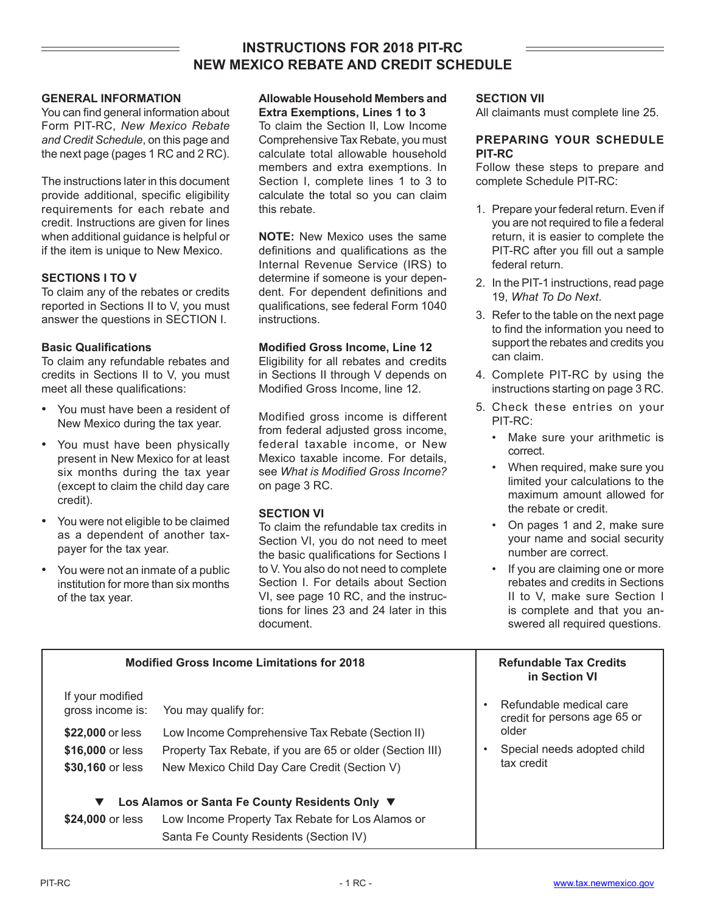# INSTRUCTIONS FOR 2018 PIT-RC NEW MEXICO REBATE AND CREDIT SCHEDULE

## GENERAL INFORMATION

You can find general information about Form PIT-RC, *New Mexico Rebate and Credit Schedule*, on this page and the next page (pages 1 RC and 2 RC).

The instructions later in this document provide additional, specific eligibility requirements for each rebate and credit. Instructions are given for lines when additional guidance is helpful or if the item is unique to New Mexico.

## SECTIONS I TO V

To claim any of the rebates or credits reported in Sections II to V, you must answer the questions in SECTION I.

### Basic Qualifications

To claim any refundable rebates and credits in Sections II to V, you must meet all these qualifications:

- You must have been a resident of New Mexico during the tax year.
- You must have been physically present in New Mexico for at least six months during the tax year (except to claim the child day care credit).
- You were not eligible to be claimed as a dependent of another taxpayer for the tax year.
- You were not an inmate of a public institution for more than six months of the tax year.

### Allowable Household Members and Extra Exemptions, Lines 1 to 3

To claim the Section II, Low Income Comprehensive Tax Rebate, you must calculate total allowable household members and extra exemptions. In Section I, complete lines 1 to 3 to calculate the total so you can claim this rebate.

**NOTE:** New Mexico uses the same definitions and qualifications as the Internal Revenue Service (IRS) to determine if someone is your dependent. For dependent definitions and qualifications, see federal Form 1040 instructions.

### Modified Gross Income, Line 12

Eligibility for all rebates and credits in Sections II through V depends on Modified Gross Income, line 12.

Modified gross income is different from federal adjusted gross income, federal taxable income, or New Mexico taxable income. For details, see *What is Modified Gross Income?* on page 3 RC.

## SECTION VI

To claim the refundable tax credits in Section VI, you do not need to meet the basic qualifications for Sections I to V. You also do not need to complete Section I. For details about Section VI, see page 10 RC, and the instructions for lines 23 and 24 later in this document.

## SECTION VII

All claimants must complete line 25.

## PREPARING YOUR SCHEDULE PIT-RC

Follow these steps to prepare and complete Schedule PIT-RC:

1. Prepare your federal return. Even if you are not required to file a federal return, it is easier to complete the PIT-RC after you fill out a sample federal return.
2. In the PIT-1 instructions, read page 19, *What To Do Next*.
3. Refer to the table on the next page to find the information you need to support the rebates and credits you can claim.
4. Complete PIT-RC by using the instructions starting on page 3 RC.
5. Check these entries on your PIT-RC:
   - Make sure your arithmetic is correct.
   - When required, make sure you limited your calculations to the maximum amount allowed for the rebate or credit.
   - On pages 1 and 2, make sure your name and social security number are correct.
   - If you are claiming one or more rebates and credits in Sections II to V, make sure Section I is complete and that you answered all required questions.

| Modified Gross Income Limitations for 2018 | | Refundable Tax Credits in Section VI |
|---|---|---|
| If your modified gross income is: | You may qualify for: | • Refundable medical care credit for persons age 65 or older |
| **$22,000** or less | Low Income Comprehensive Tax Rebate (Section II) | • Special needs adopted child tax credit |
| **$16,000** or less | Property Tax Rebate, if you are 65 or older (Section III) | |
| **$30,160** or less | New Mexico Child Day Care Credit (Section V) | |
| ▼ **Los Alamos or Santa Fe County Residents Only** ▼ | | |
| **$24,000** or less | Low Income Property Tax Rebate for Los Alamos or Santa Fe County Residents (Section IV) | |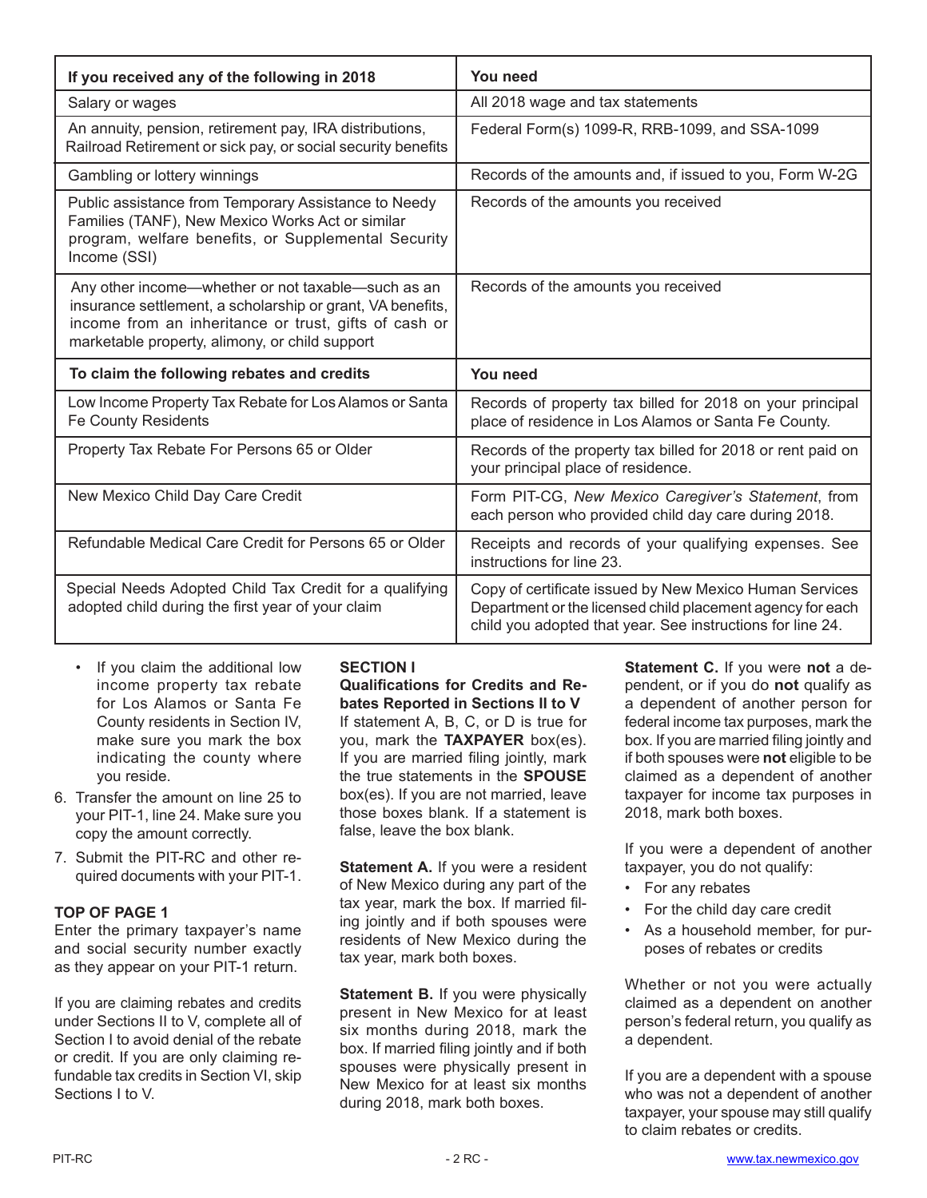| If you received any of the following in 2018 | You need |
|---|---|
| Salary or wages | All 2018 wage and tax statements |
| An annuity, pension, retirement pay, IRA distributions, Railroad Retirement or sick pay, or social security benefits | Federal Form(s) 1099-R, RRB-1099, and SSA-1099 |
| Gambling or lottery winnings | Records of the amounts and, if issued to you, Form W-2G |
| Public assistance from Temporary Assistance to Needy Families (TANF), New Mexico Works Act or similar program, welfare benefits, or Supplemental Security Income (SSI) | Records of the amounts you received |
| Any other income—whether or not taxable—such as an insurance settlement, a scholarship or grant, VA benefits, income from an inheritance or trust, gifts of cash or marketable property, alimony, or child support | Records of the amounts you received |
| **To claim the following rebates and credits** | **You need** |
| Low Income Property Tax Rebate for Los Alamos or Santa Fe County Residents | Records of property tax billed for 2018 on your principal place of residence in Los Alamos or Santa Fe County. |
| Property Tax Rebate For Persons 65 or Older | Records of the property tax billed for 2018 or rent paid on your principal place of residence. |
| New Mexico Child Day Care Credit | Form PIT-CG, *New Mexico Caregiver's Statement*, from each person who provided child day care during 2018. |
| Refundable Medical Care Credit for Persons 65 or Older | Receipts and records of your qualifying expenses. See instructions for line 23. |
| Special Needs Adopted Child Tax Credit for a qualifying adopted child during the first year of your claim | Copy of certificate issued by New Mexico Human Services Department or the licensed child placement agency for each child you adopted that year. See instructions for line 24. |

- If you claim the additional low income property tax rebate for Los Alamos or Santa Fe County residents in Section IV, make sure you mark the box indicating the county where you reside.

6. Transfer the amount on line 25 to your PIT-1, line 24. Make sure you copy the amount correctly.
7. Submit the PIT-RC and other required documents with your PIT-1.

### TOP OF PAGE 1

Enter the primary taxpayer's name and social security number exactly as they appear on your PIT-1 return.

If you are claiming rebates and credits under Sections II to V, complete all of Section I to avoid denial of the rebate or credit. If you are only claiming refundable tax credits in Section VI, skip Sections I to V.

### SECTION I
### Qualifications for Credits and Rebates Reported in Sections II to V

If statement A, B, C, or D is true for you, mark the **TAXPAYER** box(es). If you are married filing jointly, mark the true statements in the **SPOUSE** box(es). If you are not married, leave those boxes blank. If a statement is false, leave the box blank.

**Statement A.** If you were a resident of New Mexico during any part of the tax year, mark the box. If married filing jointly and if both spouses were residents of New Mexico during the tax year, mark both boxes.

**Statement B.** If you were physically present in New Mexico for at least six months during 2018, mark the box. If married filing jointly and if both spouses were physically present in New Mexico for at least six months during 2018, mark both boxes.

**Statement C.** If you were **not** a dependent, or if you do **not** qualify as a dependent of another person for federal income tax purposes, mark the box. If you are married filing jointly and if both spouses were **not** eligible to be claimed as a dependent of another taxpayer for income tax purposes in 2018, mark both boxes.

If you were a dependent of another taxpayer, you do not qualify:

- For any rebates
- For the child day care credit
- As a household member, for purposes of rebates or credits

Whether or not you were actually claimed as a dependent on another person's federal return, you qualify as a dependent.

If you are a dependent with a spouse who was not a dependent of another taxpayer, your spouse may still qualify to claim rebates or credits.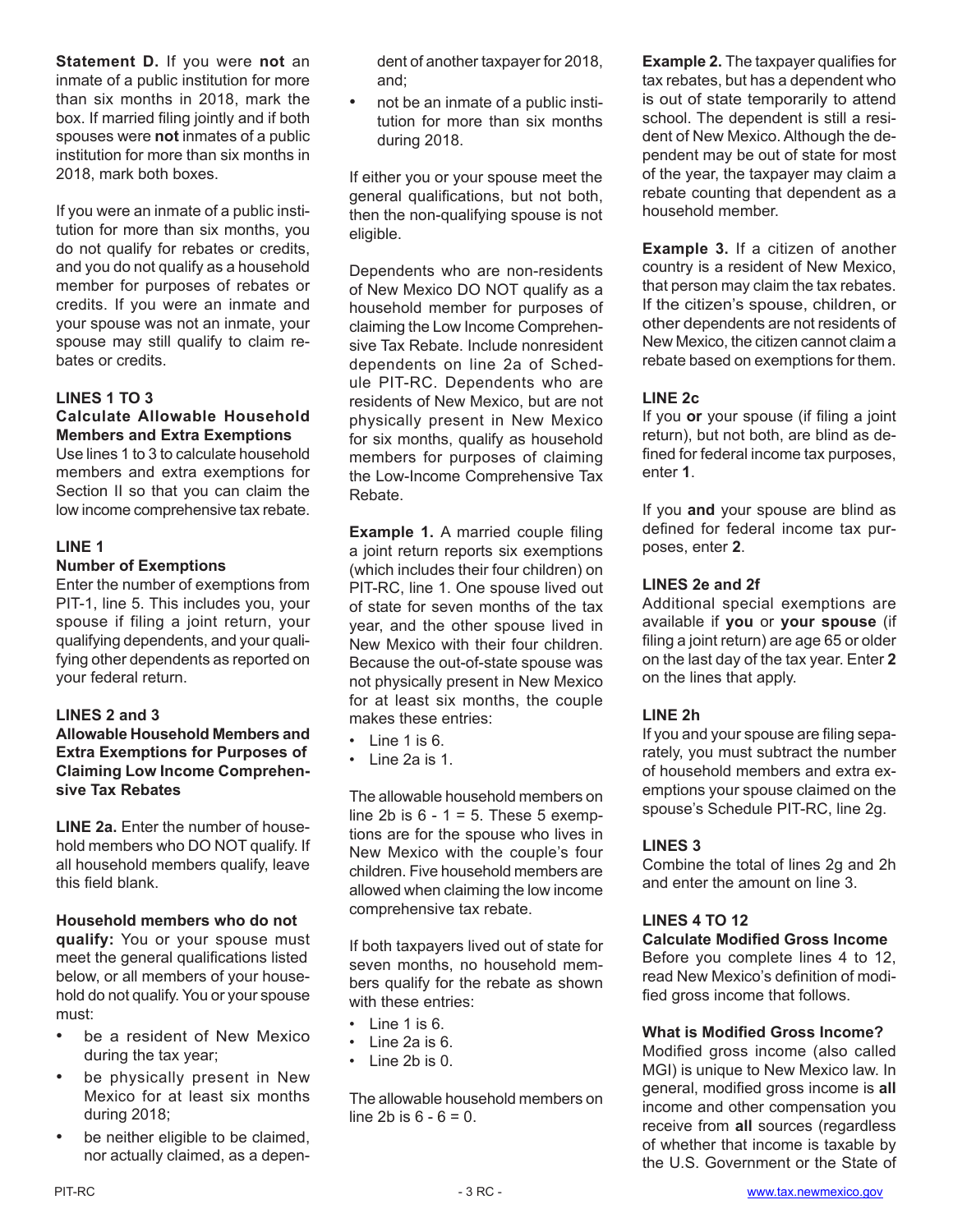**Statement D.** If you were **not** an inmate of a public institution for more than six months in 2018, mark the box. If married filing jointly and if both spouses were **not** inmates of a public institution for more than six months in 2018, mark both boxes.

If you were an inmate of a public institution for more than six months, you do not qualify for rebates or credits, and you do not qualify as a household member for purposes of rebates or credits. If you were an inmate and your spouse was not an inmate, your spouse may still qualify to claim rebates or credits.

### LINES 1 TO 3
### Calculate Allowable Household Members and Extra Exemptions

Use lines 1 to 3 to calculate household members and extra exemptions for Section II so that you can claim the low income comprehensive tax rebate.

### LINE 1
### Number of Exemptions

Enter the number of exemptions from PIT-1, line 5. This includes you, your spouse if filing a joint return, your qualifying dependents, and your qualifying other dependents as reported on your federal return.

### LINES 2 and 3
### Allowable Household Members and Extra Exemptions for Purposes of Claiming Low Income Comprehensive Tax Rebates

**LINE 2a.** Enter the number of household members who DO NOT qualify. If all household members qualify, leave this field blank.

**Household members who do not qualify:** You or your spouse must meet the general qualifications listed below, or all members of your household do not qualify. You or your spouse must:

- be a resident of New Mexico during the tax year;
- be physically present in New Mexico for at least six months during 2018;
- be neither eligible to be claimed, nor actually claimed, as a dependent of another taxpayer for 2018, and;
- not be an inmate of a public institution for more than six months during 2018.

If either you or your spouse meet the general qualifications, but not both, then the non-qualifying spouse is not eligible.

Dependents who are non-residents of New Mexico DO NOT qualify as a household member for purposes of claiming the Low Income Comprehensive Tax Rebate. Include nonresident dependents on line 2a of Schedule PIT-RC. Dependents who are residents of New Mexico, but are not physically present in New Mexico for six months, qualify as household members for purposes of claiming the Low-Income Comprehensive Tax Rebate.

**Example 1.** A married couple filing a joint return reports six exemptions (which includes their four children) on PIT-RC, line 1. One spouse lived out of state for seven months of the tax year, and the other spouse lived in New Mexico with their four children. Because the out-of-state spouse was not physically present in New Mexico for at least six months, the couple makes these entries:

- Line 1 is 6.
- Line 2a is 1.

The allowable household members on line 2b is 6 - 1 = 5. These 5 exemptions are for the spouse who lives in New Mexico with the couple's four children. Five household members are allowed when claiming the low income comprehensive tax rebate.

If both taxpayers lived out of state for seven months, no household members qualify for the rebate as shown with these entries:

- Line 1 is 6.
- Line 2a is 6.
- Line 2b is 0.

The allowable household members on line 2b is 6 - 6 = 0.

**Example 2.** The taxpayer qualifies for tax rebates, but has a dependent who is out of state temporarily to attend school. The dependent is still a resident of New Mexico. Although the dependent may be out of state for most of the year, the taxpayer may claim a rebate counting that dependent as a household member.

**Example 3.** If a citizen of another country is a resident of New Mexico, that person may claim the tax rebates. If the citizen's spouse, children, or other dependents are not residents of New Mexico, the citizen cannot claim a rebate based on exemptions for them.

### LINE 2c

If you **or** your spouse (if filing a joint return), but not both, are blind as defined for federal income tax purposes, enter **1**.

If you **and** your spouse are blind as defined for federal income tax purposes, enter **2**.

### LINES 2e and 2f

Additional special exemptions are available if **you** or **your spouse** (if filing a joint return) are age 65 or older on the last day of the tax year. Enter **2** on the lines that apply.

### LINE 2h

If you and your spouse are filing separately, you must subtract the number of household members and extra exemptions your spouse claimed on the spouse's Schedule PIT-RC, line 2g.

### LINES 3

Combine the total of lines 2g and 2h and enter the amount on line 3.

### LINES 4 TO 12
### Calculate Modified Gross Income

Before you complete lines 4 to 12, read New Mexico's definition of modified gross income that follows.

**What is Modified Gross Income?**

Modified gross income (also called MGI) is unique to New Mexico law. In general, modified gross income is **all** income and other compensation you receive from **all** sources (regardless of whether that income is taxable by the U.S. Government or the State of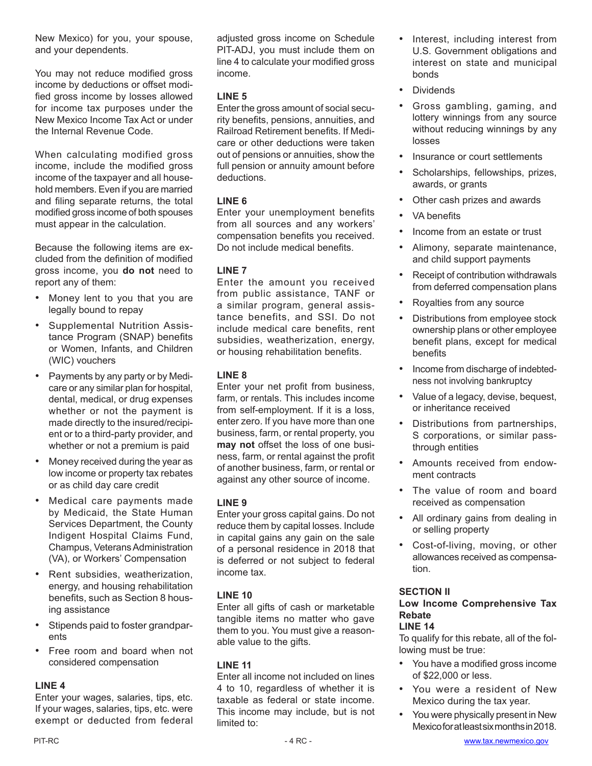New Mexico) for you, your spouse, and your dependents.

You may not reduce modified gross income by deductions or offset modified gross income by losses allowed for income tax purposes under the New Mexico Income Tax Act or under the Internal Revenue Code.

When calculating modified gross income, include the modified gross income of the taxpayer and all household members. Even if you are married and filing separate returns, the total modified gross income of both spouses must appear in the calculation.

Because the following items are excluded from the definition of modified gross income, you **do not** need to report any of them:

- Money lent to you that you are legally bound to repay
- Supplemental Nutrition Assistance Program (SNAP) benefits or Women, Infants, and Children (WIC) vouchers
- Payments by any party or by Medicare or any similar plan for hospital, dental, medical, or drug expenses whether or not the payment is made directly to the insured/recipient or to a third-party provider, and whether or not a premium is paid
- Money received during the year as low income or property tax rebates or as child day care credit
- Medical care payments made by Medicaid, the State Human Services Department, the County Indigent Hospital Claims Fund, Champus, Veterans Administration (VA), or Workers' Compensation
- Rent subsidies, weatherization, energy, and housing rehabilitation benefits, such as Section 8 housing assistance
- Stipends paid to foster grandparents
- Free room and board when not considered compensation

**LINE 4**
Enter your wages, salaries, tips, etc. If your wages, salaries, tips, etc. were exempt or deducted from federal adjusted gross income on Schedule PIT-ADJ, you must include them on line 4 to calculate your modified gross income.

**LINE 5**
Enter the gross amount of social security benefits, pensions, annuities, and Railroad Retirement benefits. If Medicare or other deductions were taken out of pensions or annuities, show the full pension or annuity amount before deductions.

**LINE 6**
Enter your unemployment benefits from all sources and any workers' compensation benefits you received. Do not include medical benefits.

**LINE 7**
Enter the amount you received from public assistance, TANF or a similar program, general assistance benefits, and SSI. Do not include medical care benefits, rent subsidies, weatherization, energy, or housing rehabilitation benefits.

**LINE 8**
Enter your net profit from business, farm, or rentals. This includes income from self-employment. If it is a loss, enter zero. If you have more than one business, farm, or rental property, you **may not** offset the loss of one business, farm, or rental against the profit of another business, farm, or rental or against any other source of income.

**LINE 9**
Enter your gross capital gains. Do not reduce them by capital losses. Include in capital gains any gain on the sale of a personal residence in 2018 that is deferred or not subject to federal income tax.

**LINE 10**
Enter all gifts of cash or marketable tangible items no matter who gave them to you. You must give a reasonable value to the gifts.

**LINE 11**
Enter all income not included on lines 4 to 10, regardless of whether it is taxable as federal or state income. This income may include, but is not limited to:

- Interest, including interest from U.S. Government obligations and interest on state and municipal bonds
- Dividends
- Gross gambling, gaming, and lottery winnings from any source without reducing winnings by any losses
- Insurance or court settlements
- Scholarships, fellowships, prizes, awards, or grants
- Other cash prizes and awards
- VA benefits
- Income from an estate or trust
- Alimony, separate maintenance, and child support payments
- Receipt of contribution withdrawals from deferred compensation plans
- Royalties from any source
- Distributions from employee stock ownership plans or other employee benefit plans, except for medical benefits
- Income from discharge of indebtedness not involving bankruptcy
- Value of a legacy, devise, bequest, or inheritance received
- Distributions from partnerships, S corporations, or similar pass-through entities
- Amounts received from endowment contracts
- The value of room and board received as compensation
- All ordinary gains from dealing in or selling property
- Cost-of-living, moving, or other allowances received as compensation.

**SECTION II**
**Low Income Comprehensive Tax Rebate**
**LINE 14**
To qualify for this rebate, all of the following must be true:

- You have a modified gross income of $22,000 or less.
- You were a resident of New Mexico during the tax year.
- You were physically present in New Mexico for at least six months in 2018.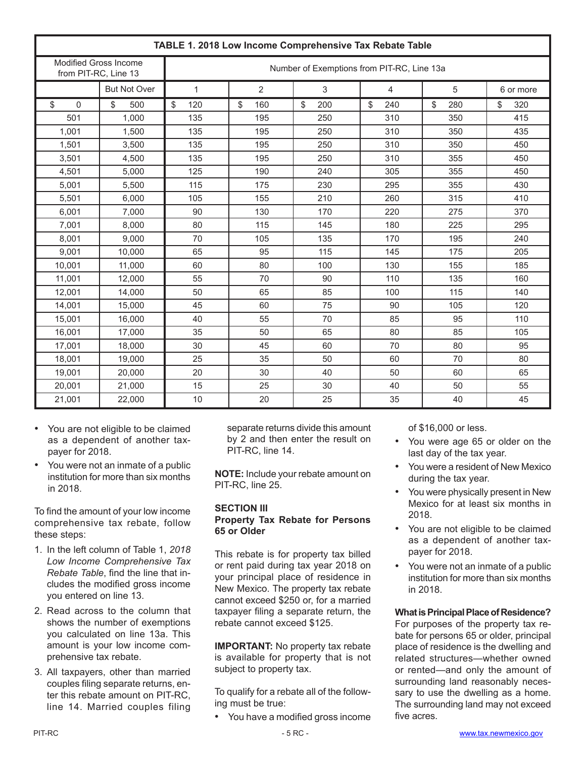| TABLE 1. 2018 Low Income Comprehensive Tax Rebate Table | | | | | | | |
|---|---|---|---|---|---|---|---|
| Modified Gross Income from PIT-RC, Line 13 | | Number of Exemptions from PIT-RC, Line 13a | | | | | |
| | But Not Over | 1 | 2 | 3 | 4 | 5 | 6 or more |
| $ 0 | $ 500 | $ 120 | $ 160 | $ 200 | $ 240 | $ 280 | $ 320 |
| 501 | 1,000 | 135 | 195 | 250 | 310 | 350 | 415 |
| 1,001 | 1,500 | 135 | 195 | 250 | 310 | 350 | 435 |
| 1,501 | 3,500 | 135 | 195 | 250 | 310 | 350 | 450 |
| 3,501 | 4,500 | 135 | 195 | 250 | 310 | 355 | 450 |
| 4,501 | 5,000 | 125 | 190 | 240 | 305 | 355 | 450 |
| 5,001 | 5,500 | 115 | 175 | 230 | 295 | 355 | 430 |
| 5,501 | 6,000 | 105 | 155 | 210 | 260 | 315 | 410 |
| 6,001 | 7,000 | 90 | 130 | 170 | 220 | 275 | 370 |
| 7,001 | 8,000 | 80 | 115 | 145 | 180 | 225 | 295 |
| 8,001 | 9,000 | 70 | 105 | 135 | 170 | 195 | 240 |
| 9,001 | 10,000 | 65 | 95 | 115 | 145 | 175 | 205 |
| 10,001 | 11,000 | 60 | 80 | 100 | 130 | 155 | 185 |
| 11,001 | 12,000 | 55 | 70 | 90 | 110 | 135 | 160 |
| 12,001 | 14,000 | 50 | 65 | 85 | 100 | 115 | 140 |
| 14,001 | 15,000 | 45 | 60 | 75 | 90 | 105 | 120 |
| 15,001 | 16,000 | 40 | 55 | 70 | 85 | 95 | 110 |
| 16,001 | 17,000 | 35 | 50 | 65 | 80 | 85 | 105 |
| 17,001 | 18,000 | 30 | 45 | 60 | 70 | 80 | 95 |
| 18,001 | 19,000 | 25 | 35 | 50 | 60 | 70 | 80 |
| 19,001 | 20,000 | 20 | 30 | 40 | 50 | 60 | 65 |
| 20,001 | 21,000 | 15 | 25 | 30 | 40 | 50 | 55 |
| 21,001 | 22,000 | 10 | 20 | 25 | 35 | 40 | 45 |

- You are not eligible to be claimed as a dependent of another taxpayer for 2018.
- You were not an inmate of a public institution for more than six months in 2018.

To find the amount of your low income comprehensive tax rebate, follow these steps:

1. In the left column of Table 1, *2018 Low Income Comprehensive Tax Rebate Table*, find the line that includes the modified gross income you entered on line 13.
2. Read across to the column that shows the number of exemptions you calculated on line 13a. This amount is your low income comprehensive tax rebate.
3. All taxpayers, other than married couples filing separate returns, enter this rebate amount on PIT-RC, line 14. Married couples filing separate returns divide this amount by 2 and then enter the result on PIT-RC, line 14.

**NOTE:** Include your rebate amount on PIT-RC, line 25.

### SECTION III
### Property Tax Rebate for Persons 65 or Older

This rebate is for property tax billed or rent paid during tax year 2018 on your principal place of residence in New Mexico. The property tax rebate cannot exceed $250 or, for a married taxpayer filing a separate return, the rebate cannot exceed $125.

**IMPORTANT:** No property tax rebate is available for property that is not subject to property tax.

To qualify for a rebate all of the following must be true:

- You have a modified gross income of $16,000 or less.
- You were age 65 or older on the last day of the tax year.
- You were a resident of New Mexico during the tax year.
- You were physically present in New Mexico for at least six months in 2018.
- You are not eligible to be claimed as a dependent of another taxpayer for 2018.
- You were not an inmate of a public institution for more than six months in 2018.

**What is Principal Place of Residence?**
For purposes of the property tax rebate for persons 65 or older, principal place of residence is the dwelling and related structures—whether owned or rented—and only the amount of surrounding land reasonably necessary to use the dwelling as a home. The surrounding land may not exceed five acres.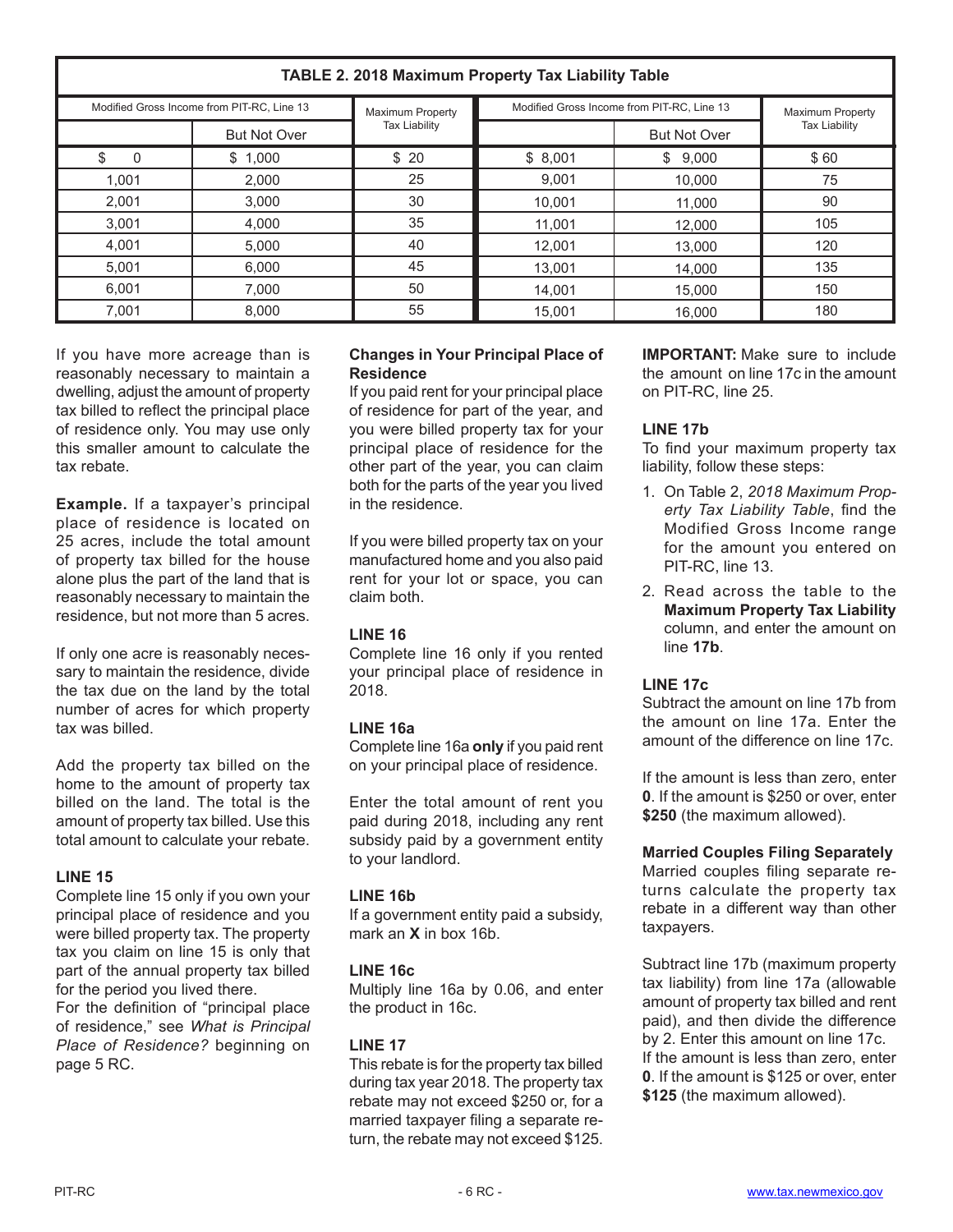**TABLE 2. 2018 Maximum Property Tax Liability Table**

| Modified Gross Income from PIT-RC, Line 13 | | Maximum Property Tax Liability | Modified Gross Income from PIT-RC, Line 13 | | Maximum Property Tax Liability |
|---|---|---|---|---|---|
| | But Not Over | | | But Not Over | |
| $ 0 | $ 1,000 | $ 20 | $ 8,001 | $ 9,000 | $ 60 |
| 1,001 | 2,000 | 25 | 9,001 | 10,000 | 75 |
| 2,001 | 3,000 | 30 | 10,001 | 11,000 | 90 |
| 3,001 | 4,000 | 35 | 11,001 | 12,000 | 105 |
| 4,001 | 5,000 | 40 | 12,001 | 13,000 | 120 |
| 5,001 | 6,000 | 45 | 13,001 | 14,000 | 135 |
| 6,001 | 7,000 | 50 | 14,001 | 15,000 | 150 |
| 7,001 | 8,000 | 55 | 15,001 | 16,000 | 180 |

If you have more acreage than is reasonably necessary to maintain a dwelling, adjust the amount of property tax billed to reflect the principal place of residence only. You may use only this smaller amount to calculate the tax rebate.

**Example.** If a taxpayer's principal place of residence is located on 25 acres, include the total amount of property tax billed for the house alone plus the part of the land that is reasonably necessary to maintain the residence, but not more than 5 acres.

If only one acre is reasonably necessary to maintain the residence, divide the tax due on the land by the total number of acres for which property tax was billed.

Add the property tax billed on the home to the amount of property tax billed on the land. The total is the amount of property tax billed. Use this total amount to calculate your rebate.

### LINE 15

Complete line 15 only if you own your principal place of residence and you were billed property tax. The property tax you claim on line 15 is only that part of the annual property tax billed for the period you lived there.

For the definition of "principal place of residence," see *What is Principal Place of Residence?* beginning on page 5 RC.

### Changes in Your Principal Place of Residence

If you paid rent for your principal place of residence for part of the year, and you were billed property tax for your principal place of residence for the other part of the year, you can claim both for the parts of the year you lived in the residence.

If you were billed property tax on your manufactured home and you also paid rent for your lot or space, you can claim both.

### LINE 16

Complete line 16 only if you rented your principal place of residence in 2018.

### LINE 16a

Complete line 16a **only** if you paid rent on your principal place of residence.

Enter the total amount of rent you paid during 2018, including any rent subsidy paid by a government entity to your landlord.

### LINE 16b

If a government entity paid a subsidy, mark an **X** in box 16b.

### LINE 16c

Multiply line 16a by 0.06, and enter the product in 16c.

### LINE 17

This rebate is for the property tax billed during tax year 2018. The property tax rebate may not exceed $250 or, for a married taxpayer filing a separate return, the rebate may not exceed $125.

**IMPORTANT:** Make sure to include the amount on line 17c in the amount on PIT-RC, line 25.

### LINE 17b

To find your maximum property tax liability, follow these steps:

1. On Table 2, *2018 Maximum Property Tax Liability Table*, find the Modified Gross Income range for the amount you entered on PIT-RC, line 13.
2. Read across the table to the **Maximum Property Tax Liability** column, and enter the amount on line **17b**.

### LINE 17c

Subtract the amount on line 17b from the amount on line 17a. Enter the amount of the difference on line 17c.

If the amount is less than zero, enter **0**. If the amount is $250 or over, enter **$250** (the maximum allowed).

### Married Couples Filing Separately

Married couples filing separate returns calculate the property tax rebate in a different way than other taxpayers.

Subtract line 17b (maximum property tax liability) from line 17a (allowable amount of property tax billed and rent paid), and then divide the difference by 2. Enter this amount on line 17c. If the amount is less than zero, enter **0**. If the amount is $125 or over, enter **$125** (the maximum allowed).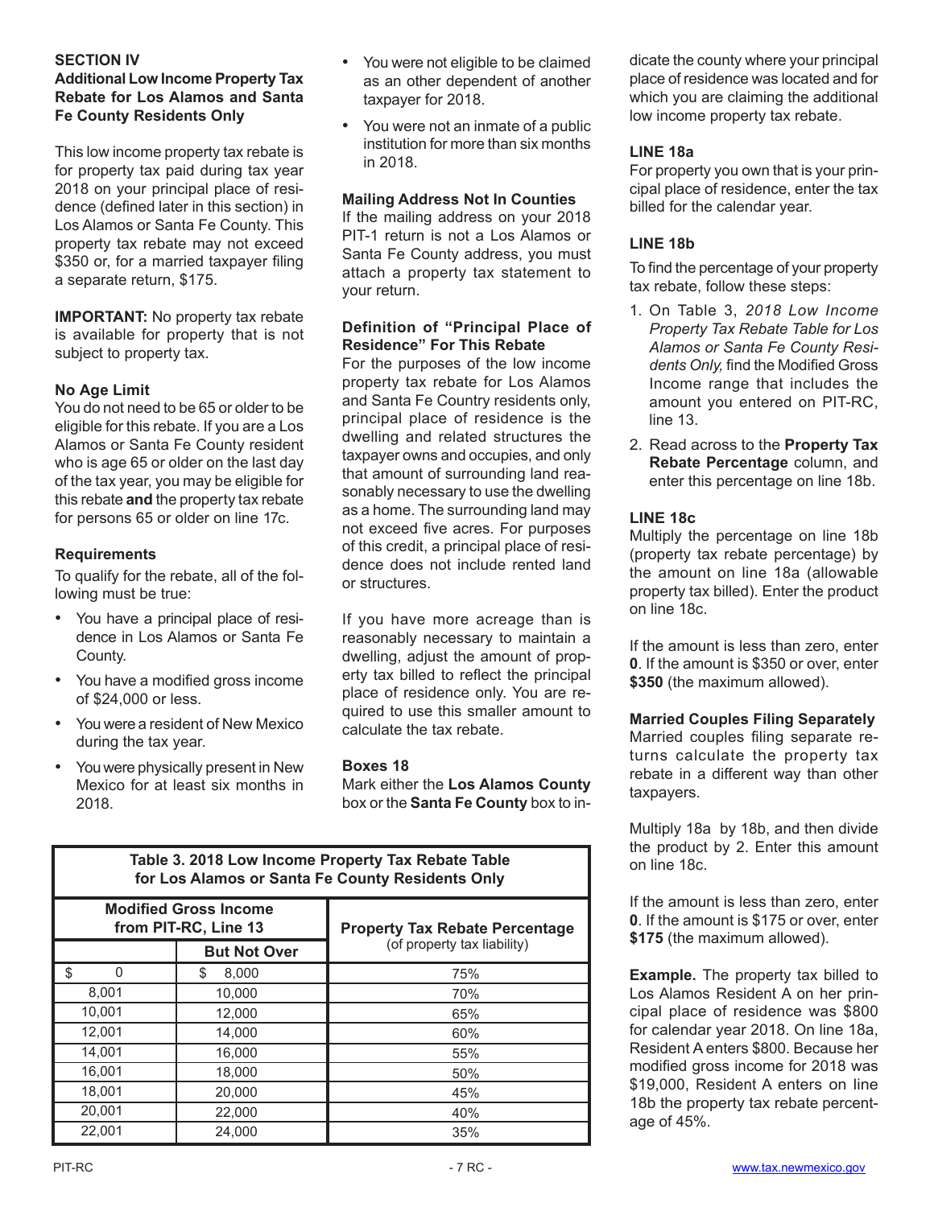## SECTION IV

### Additional Low Income Property Tax Rebate for Los Alamos and Santa Fe County Residents Only

This low income property tax rebate is for property tax paid during tax year 2018 on your principal place of residence (defined later in this section) in Los Alamos or Santa Fe County. This property tax rebate may not exceed $350 or, for a married taxpayer filing a separate return, $175.

**IMPORTANT:** No property tax rebate is available for property that is not subject to property tax.

### No Age Limit

You do not need to be 65 or older to be eligible for this rebate. If you are a Los Alamos or Santa Fe County resident who is age 65 or older on the last day of the tax year, you may be eligible for this rebate **and** the property tax rebate for persons 65 or older on line 17c.

### Requirements

To qualify for the rebate, all of the following must be true:

- You have a principal place of residence in Los Alamos or Santa Fe County.
- You have a modified gross income of $24,000 or less.
- You were a resident of New Mexico during the tax year.
- You were physically present in New Mexico for at least six months in 2018.
- You were not eligible to be claimed as an other dependent of another taxpayer for 2018.
- You were not an inmate of a public institution for more than six months in 2018.

### Mailing Address Not In Counties

If the mailing address on your 2018 PIT-1 return is not a Los Alamos or Santa Fe County address, you must attach a property tax statement to your return.

### Definition of "Principal Place of Residence" For This Rebate

For the purposes of the low income property tax rebate for Los Alamos and Santa Fe Country residents only, principal place of residence is the dwelling and related structures the taxpayer owns and occupies, and only that amount of surrounding land reasonably necessary to use the dwelling as a home. The surrounding land may not exceed five acres. For purposes of this credit, a principal place of residence does not include rented land or structures.

If you have more acreage than is reasonably necessary to maintain a dwelling, adjust the amount of property tax billed to reflect the principal place of residence only. You are required to use this smaller amount to calculate the tax rebate.

### Boxes 18

Mark either the **Los Alamos County** box or the **Santa Fe County** box to indicate the county where your principal place of residence was located and for which you are claiming the additional low income property tax rebate.

**Table 3. 2018 Low Income Property Tax Rebate Table for Los Alamos or Santa Fe County Residents Only**

| Modified Gross Income from PIT-RC, Line 13 | | Property Tax Rebate Percentage (of property tax liability) |
|---|---|---|
| | **But Not Over** | |
| $ 0 | $ 8,000 | 75% |
| 8,001 | 10,000 | 70% |
| 10,001 | 12,000 | 65% |
| 12,001 | 14,000 | 60% |
| 14,001 | 16,000 | 55% |
| 16,001 | 18,000 | 50% |
| 18,001 | 20,000 | 45% |
| 20,001 | 22,000 | 40% |
| 22,001 | 24,000 | 35% |

### LINE 18a

For property you own that is your principal place of residence, enter the tax billed for the calendar year.

### LINE 18b

To find the percentage of your property tax rebate, follow these steps:

1. On Table 3, *2018 Low Income Property Tax Rebate Table for Los Alamos or Santa Fe County Residents Only,* find the Modified Gross Income range that includes the amount you entered on PIT-RC, line 13.
2. Read across to the **Property Tax Rebate Percentage** column, and enter this percentage on line 18b.

### LINE 18c

Multiply the percentage on line 18b (property tax rebate percentage) by the amount on line 18a (allowable property tax billed). Enter the product on line 18c.

If the amount is less than zero, enter **0**. If the amount is $350 or over, enter **$350** (the maximum allowed).

### Married Couples Filing Separately

Married couples filing separate returns calculate the property tax rebate in a different way than other taxpayers.

Multiply 18a by 18b, and then divide the product by 2. Enter this amount on line 18c.

If the amount is less than zero, enter **0**. If the amount is $175 or over, enter **$175** (the maximum allowed).

**Example.** The property tax billed to Los Alamos Resident A on her principal place of residence was $800 for calendar year 2018. On line 18a, Resident A enters $800. Because her modified gross income for 2018 was $19,000, Resident A enters on line 18b the property tax rebate percentage of 45%.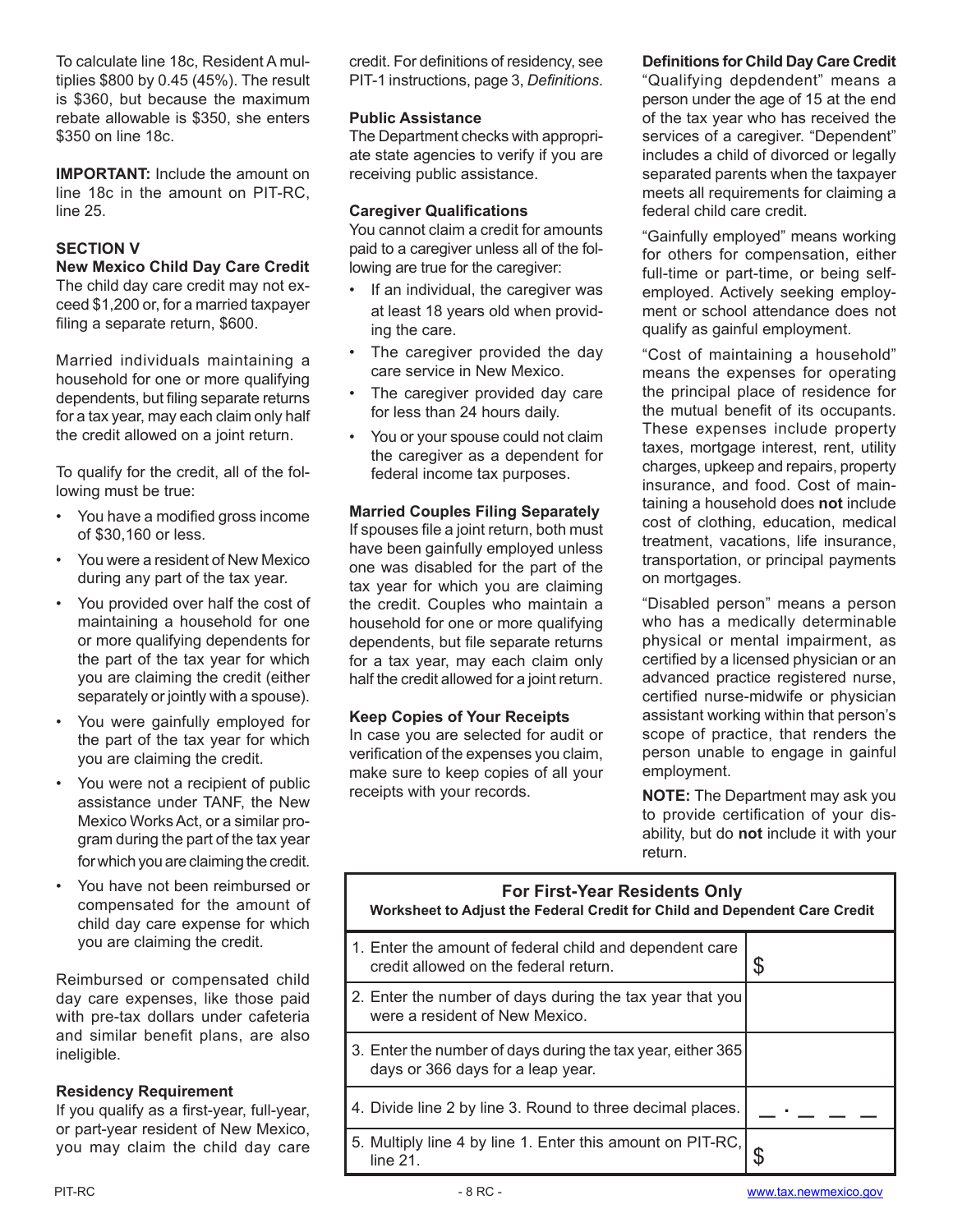To calculate line 18c, Resident A multiplies $800 by 0.45 (45%). The result is $360, but because the maximum rebate allowable is $350, she enters $350 on line 18c.

**IMPORTANT:** Include the amount on line 18c in the amount on PIT-RC, line 25.

### SECTION V

### New Mexico Child Day Care Credit

The child day care credit may not exceed $1,200 or, for a married taxpayer filing a separate return, $600.

Married individuals maintaining a household for one or more qualifying dependents, but filing separate returns for a tax year, may each claim only half the credit allowed on a joint return.

To qualify for the credit, all of the following must be true:

- You have a modified gross income of $30,160 or less.
- You were a resident of New Mexico during any part of the tax year.
- You provided over half the cost of maintaining a household for one or more qualifying dependents for the part of the tax year for which you are claiming the credit (either separately or jointly with a spouse).
- You were gainfully employed for the part of the tax year for which you are claiming the credit.
- You were not a recipient of public assistance under TANF, the New Mexico Works Act, or a similar program during the part of the tax year for which you are claiming the credit.
- You have not been reimbursed or compensated for the amount of child day care expense for which you are claiming the credit.

Reimbursed or compensated child day care expenses, like those paid with pre-tax dollars under cafeteria and similar benefit plans, are also ineligible.

**Residency Requirement**

If you qualify as a first-year, full-year, or part-year resident of New Mexico, you may claim the child day care credit. For definitions of residency, see PIT-1 instructions, page 3, *Definitions*.

**Public Assistance**

The Department checks with appropriate state agencies to verify if you are receiving public assistance.

**Caregiver Qualifications**

You cannot claim a credit for amounts paid to a caregiver unless all of the following are true for the caregiver:

- If an individual, the caregiver was at least 18 years old when providing the care.
- The caregiver provided the day care service in New Mexico.
- The caregiver provided day care for less than 24 hours daily.
- You or your spouse could not claim the caregiver as a dependent for federal income tax purposes.

**Married Couples Filing Separately**

If spouses file a joint return, both must have been gainfully employed unless one was disabled for the part of the tax year for which you are claiming the credit. Couples who maintain a household for one or more qualifying dependents, but file separate returns for a tax year, may each claim only half the credit allowed for a joint return.

**Keep Copies of Your Receipts**

In case you are selected for audit or verification of the expenses you claim, make sure to keep copies of all your receipts with your records.

**Definitions for Child Day Care Credit**

"Qualifying depdendent" means a person under the age of 15 at the end of the tax year who has received the services of a caregiver. "Dependent" includes a child of divorced or legally separated parents when the taxpayer meets all requirements for claiming a federal child care credit.

"Gainfully employed" means working for others for compensation, either full-time or part-time, or being self-employed. Actively seeking employment or school attendance does not qualify as gainful employment.

"Cost of maintaining a household" means the expenses for operating the principal place of residence for the mutual benefit of its occupants. These expenses include property taxes, mortgage interest, rent, utility charges, upkeep and repairs, property insurance, and food. Cost of maintaining a household does **not** include cost of clothing, education, medical treatment, vacations, life insurance, transportation, or principal payments on mortgages.

"Disabled person" means a person who has a medically determinable physical or mental impairment, as certified by a licensed physician or an advanced practice registered nurse, certified nurse-midwife or physician assistant working within that person's scope of practice, that renders the person unable to engage in gainful employment.

**NOTE:** The Department may ask you to provide certification of your disability, but do **not** include it with your return.

| **For First-Year Residents Only**<br>**Worksheet to Adjust the Federal Credit for Child and Dependent Care Credit** | |
|---|---|
| 1. Enter the amount of federal child and dependent care credit allowed on the federal return. | $ |
| 2. Enter the number of days during the tax year that you were a resident of New Mexico. | |
| 3. Enter the number of days during the tax year, either 365 days or 366 days for a leap year. | |
| 4. Divide line 2 by line 3. Round to three decimal places. | \_ . \_ \_ \_ |
| 5. Multiply line 4 by line 1. Enter this amount on PIT-RC, line 21. | $ |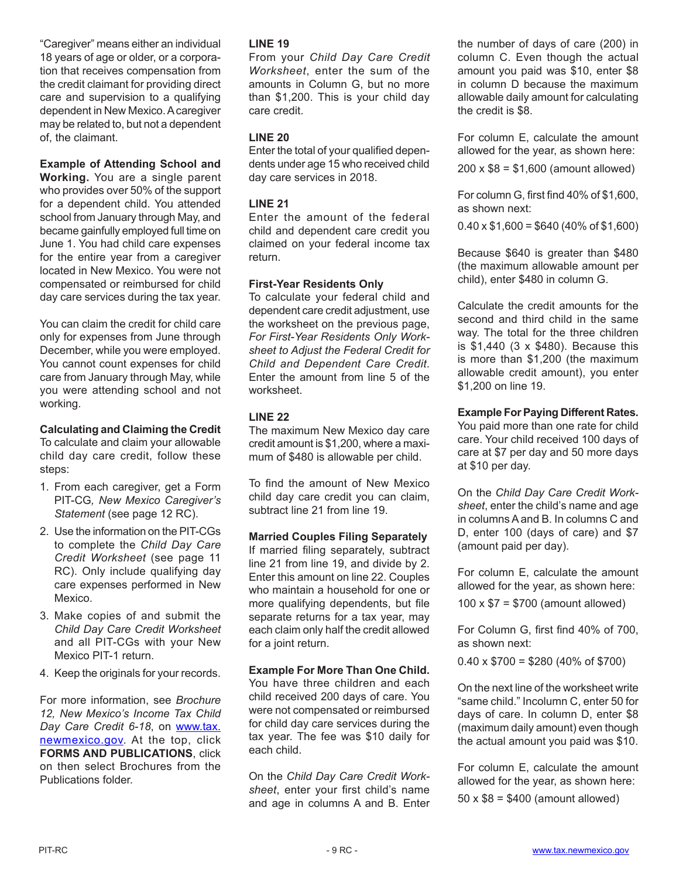"Caregiver" means either an individual 18 years of age or older, or a corporation that receives compensation from the credit claimant for providing direct care and supervision to a qualifying dependent in New Mexico. A caregiver may be related to, but not a dependent of, the claimant.

**Example of Attending School and Working.** You are a single parent who provides over 50% of the support for a dependent child. You attended school from January through May, and became gainfully employed full time on June 1. You had child care expenses for the entire year from a caregiver located in New Mexico. You were not compensated or reimbursed for child day care services during the tax year.

You can claim the credit for child care only for expenses from June through December, while you were employed. You cannot count expenses for child care from January through May, while you were attending school and not working.

**Calculating and Claiming the Credit**
To calculate and claim your allowable child day care credit, follow these steps:

1. From each caregiver, get a Form PIT-CG*, New Mexico Caregiver's Statement* (see page 12 RC).
2. Use the information on the PIT-CGs to complete the *Child Day Care Credit Worksheet* (see page 11 RC). Only include qualifying day care expenses performed in New Mexico.
3. Make copies of and submit the *Child Day Care Credit Worksheet* and all PIT-CGs with your New Mexico PIT-1 return.
4. Keep the originals for your records.

For more information, see *Brochure 12, New Mexico's Income Tax Child Day Care Credit 6-18*, on www.tax.newmexico.gov. At the top, click **FORMS AND PUBLICATIONS**, click on then select Brochures from the Publications folder.

**LINE 19**
From your *Child Day Care Credit Worksheet*, enter the sum of the amounts in Column G, but no more than $1,200. This is your child day care credit.

**LINE 20**
Enter the total of your qualified dependents under age 15 who received child day care services in 2018.

**LINE 21**
Enter the amount of the federal child and dependent care credit you claimed on your federal income tax return.

**First-Year Residents Only**
To calculate your federal child and dependent care credit adjustment, use the worksheet on the previous page, *For First-Year Residents Only Worksheet to Adjust the Federal Credit for Child and Dependent Care Credit*. Enter the amount from line 5 of the worksheet.

**LINE 22**
The maximum New Mexico day care credit amount is $1,200, where a maximum of $480 is allowable per child.

To find the amount of New Mexico child day care credit you can claim, subtract line 21 from line 19.

**Married Couples Filing Separately**
If married filing separately, subtract line 21 from line 19, and divide by 2. Enter this amount on line 22. Couples who maintain a household for one or more qualifying dependents, but file separate returns for a tax year, may each claim only half the credit allowed for a joint return.

**Example For More Than One Child.** You have three children and each child received 200 days of care. You were not compensated or reimbursed for child day care services during the tax year. The fee was $10 daily for each child.

On the *Child Day Care Credit Worksheet*, enter your first child's name and age in columns A and B. Enter the number of days of care (200) in column C. Even though the actual amount you paid was $10, enter $8 in column D because the maximum allowable daily amount for calculating the credit is $8.

For column E, calculate the amount allowed for the year, as shown here:

200 x $8 = $1,600 (amount allowed)

For column G, first find 40% of $1,600, as shown next:

0.40 x $1,600 = $640 (40% of $1,600)

Because $640 is greater than $480 (the maximum allowable amount per child), enter $480 in column G.

Calculate the credit amounts for the second and third child in the same way. The total for the three children is $1,440 (3 x $480). Because this is more than $1,200 (the maximum allowable credit amount), you enter $1,200 on line 19.

**Example For Paying Different Rates.** You paid more than one rate for child care. Your child received 100 days of care at $7 per day and 50 more days at $10 per day.

On the *Child Day Care Credit Worksheet*, enter the child's name and age in columns A and B. In columns C and D, enter 100 (days of care) and $7 (amount paid per day).

For column E, calculate the amount allowed for the year, as shown here:

100 x $7 = $700 (amount allowed)

For Column G, first find 40% of 700, as shown next:

0.40 x $700 = $280 (40% of $700)

On the next line of the worksheet write "same child." Incolumn C, enter 50 for days of care. In column D, enter $8 (maximum daily amount) even though the actual amount you paid was $10.

For column E, calculate the amount allowed for the year, as shown here:

50 x $8 = $400 (amount allowed)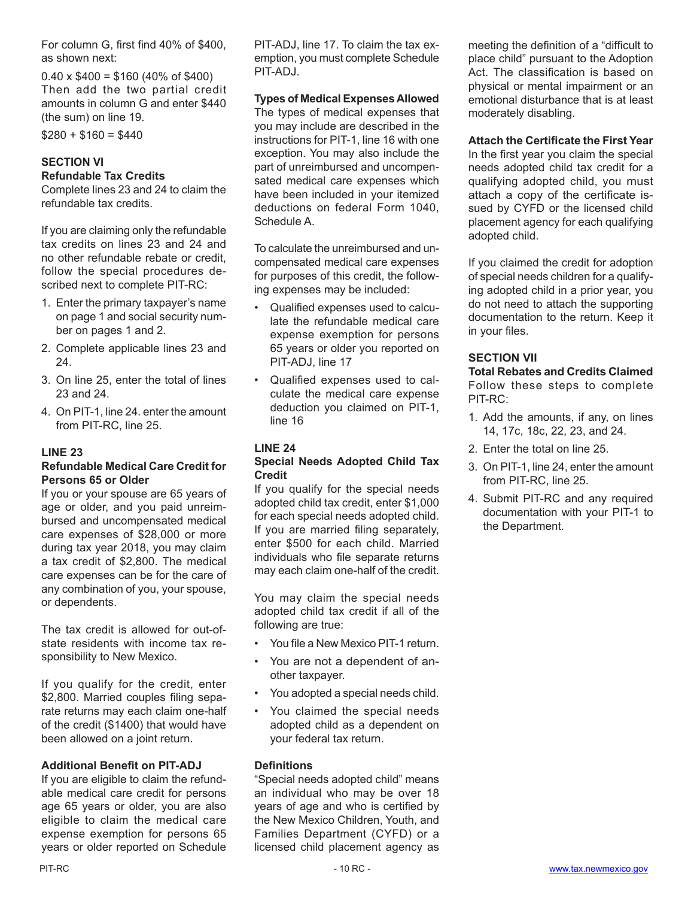For column G, first find 40% of $400, as shown next:

0.40 x $400 = $160 (40% of $400)
Then add the two partial credit amounts in column G and enter $440 (the sum) on line 19.

$280 + $160 = $440

## SECTION VI
### Refundable Tax Credits

Complete lines 23 and 24 to claim the refundable tax credits.

If you are claiming only the refundable tax credits on lines 23 and 24 and no other refundable rebate or credit, follow the special procedures described next to complete PIT-RC:

1. Enter the primary taxpayer's name on page 1 and social security number on pages 1 and 2.
2. Complete applicable lines 23 and 24.
3. On line 25, enter the total of lines 23 and 24.
4. On PIT-1, line 24. enter the amount from PIT-RC, line 25.

### LINE 23
### Refundable Medical Care Credit for Persons 65 or Older

If you or your spouse are 65 years of age or older, and you paid unreimbursed and uncompensated medical care expenses of $28,000 or more during tax year 2018, you may claim a tax credit of $2,800. The medical care expenses can be for the care of any combination of you, your spouse, or dependents.

The tax credit is allowed for out-of-state residents with income tax responsibility to New Mexico.

If you qualify for the credit, enter $2,800. Married couples filing separate returns may each claim one-half of the credit ($1400) that would have been allowed on a joint return.

**Additional Benefit on PIT-ADJ**

If you are eligible to claim the refundable medical care credit for persons age 65 years or older, you are also eligible to claim the medical care expense exemption for persons 65 years or older reported on Schedule PIT-ADJ, line 17. To claim the tax exemption, you must complete Schedule PIT-ADJ.

**Types of Medical Expenses Allowed**

The types of medical expenses that you may include are described in the instructions for PIT-1, line 16 with one exception. You may also include the part of unreimbursed and uncompensated medical care expenses which have been included in your itemized deductions on federal Form 1040, Schedule A.

To calculate the unreimbursed and uncompensated medical care expenses for purposes of this credit, the following expenses may be included:

- Qualified expenses used to calculate the refundable medical care expense exemption for persons 65 years or older you reported on PIT-ADJ, line 17
- Qualified expenses used to calculate the medical care expense deduction you claimed on PIT-1, line 16

### LINE 24
### Special Needs Adopted Child Tax Credit

If you qualify for the special needs adopted child tax credit, enter $1,000 for each special needs adopted child. If you are married filing separately, enter $500 for each child. Married individuals who file separate returns may each claim one-half of the credit.

You may claim the special needs adopted child tax credit if all of the following are true:

- You file a New Mexico PIT-1 return.
- You are not a dependent of another taxpayer.
- You adopted a special needs child.
- You claimed the special needs adopted child as a dependent on your federal tax return.

**Definitions**

"Special needs adopted child" means an individual who may be over 18 years of age and who is certified by the New Mexico Children, Youth, and Families Department (CYFD) or a licensed child placement agency as meeting the definition of a "difficult to place child" pursuant to the Adoption Act. The classification is based on physical or mental impairment or an emotional disturbance that is at least moderately disabling.

**Attach the Certificate the First Year**

In the first year you claim the special needs adopted child tax credit for a qualifying adopted child, you must attach a copy of the certificate issued by CYFD or the licensed child placement agency for each qualifying adopted child.

If you claimed the credit for adoption of special needs children for a qualifying adopted child in a prior year, you do not need to attach the supporting documentation to the return. Keep it in your files.

## SECTION VII
### Total Rebates and Credits Claimed

Follow these steps to complete PIT-RC:

1. Add the amounts, if any, on lines 14, 17c, 18c, 22, 23, and 24.
2. Enter the total on line 25.
3. On PIT-1, line 24, enter the amount from PIT-RC, line 25.
4. Submit PIT-RC and any required documentation with your PIT-1 to the Department.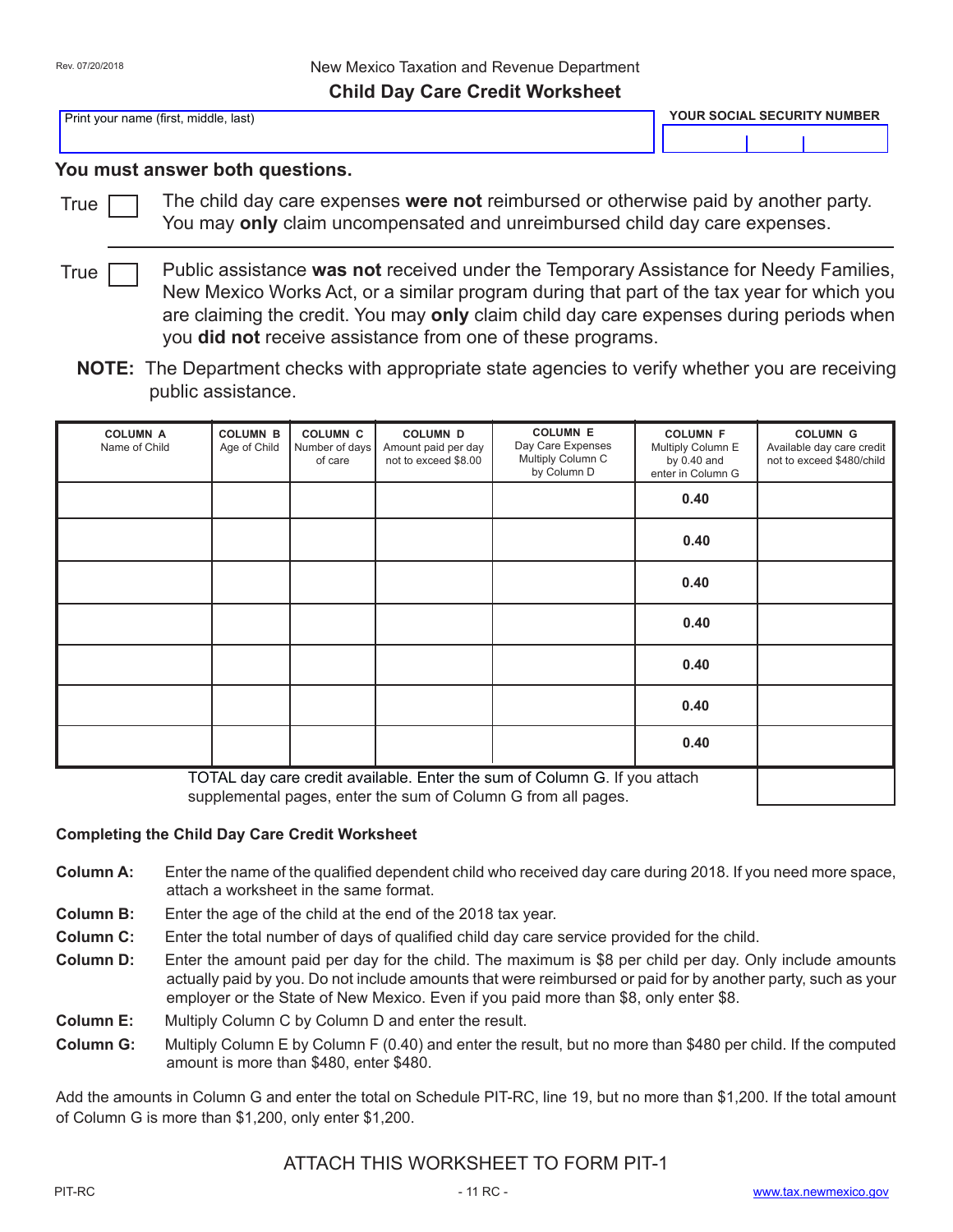Rev. 07/20/2018

New Mexico Taxation and Revenue Department

# Child Day Care Credit Worksheet

| Print your name (first, middle, last) | YOUR SOCIAL SECURITY NUMBER |
|---|---|
| | |

**You must answer both questions.**

True ☐ The child day care expenses **were not** reimbursed or otherwise paid by another party. You may **only** claim uncompensated and unreimbursed child day care expenses.

True ☐ Public assistance **was not** received under the Temporary Assistance for Needy Families, New Mexico Works Act, or a similar program during that part of the tax year for which you are claiming the credit. You may **only** claim child day care expenses during periods when you **did not** receive assistance from one of these programs.

**NOTE:** The Department checks with appropriate state agencies to verify whether you are receiving public assistance.

| COLUMN A Name of Child | COLUMN B Age of Child | COLUMN C Number of days of care | COLUMN D Amount paid per day not to exceed $8.00 | COLUMN E Day Care Expenses Multiply Column C by Column D | COLUMN F Multiply Column E by 0.40 and enter in Column G | COLUMN G Available day care credit not to exceed $480/child |
|---|---|---|---|---|---|---|
| | | | | | 0.40 | |
| | | | | | 0.40 | |
| | | | | | 0.40 | |
| | | | | | 0.40 | |
| | | | | | 0.40 | |
| | | | | | 0.40 | |
| | | | | | 0.40 | |
| TOTAL day care credit available. Enter the sum of Column G. If you attach supplemental pages, enter the sum of Column G from all pages. | | | | | | |

### Completing the Child Day Care Credit Worksheet

**Column A:** Enter the name of the qualified dependent child who received day care during 2018. If you need more space, attach a worksheet in the same format.

**Column B:** Enter the age of the child at the end of the 2018 tax year.

**Column C:** Enter the total number of days of qualified child day care service provided for the child.

**Column D:** Enter the amount paid per day for the child. The maximum is $8 per child per day. Only include amounts actually paid by you. Do not include amounts that were reimbursed or paid for by another party, such as your employer or the State of New Mexico. Even if you paid more than $8, only enter $8.

**Column E:** Multiply Column C by Column D and enter the result.

**Column G:** Multiply Column E by Column F (0.40) and enter the result, but no more than $480 per child. If the computed amount is more than $480, enter $480.

Add the amounts in Column G and enter the total on Schedule PIT-RC, line 19, but no more than $1,200. If the total amount of Column G is more than $1,200, only enter $1,200.

ATTACH THIS WORKSHEET TO FORM PIT-1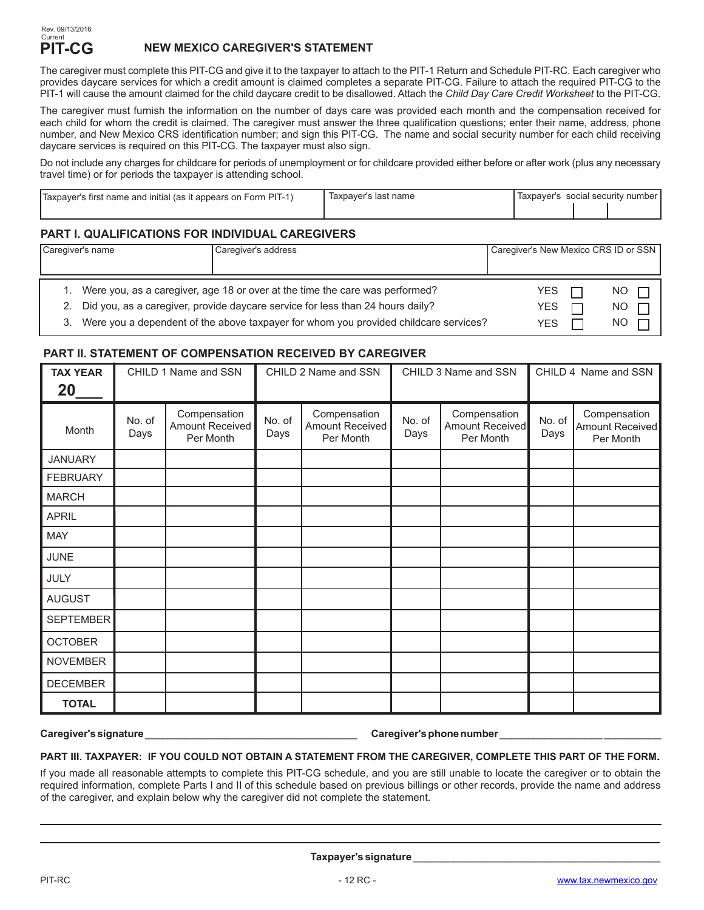Rev. 09/13/2016
Current

# PIT-CG NEW MEXICO CAREGIVER'S STATEMENT

The caregiver must complete this PIT-CG and give it to the taxpayer to attach to the PIT-1 Return and Schedule PIT-RC. Each caregiver who provides daycare services for which a credit amount is claimed completes a separate PIT-CG. Failure to attach the required PIT-CG to the PIT-1 will cause the amount claimed for the child daycare credit to be disallowed. Attach the *Child Day Care Credit Worksheet* to the PIT-CG.

The caregiver must furnish the information on the number of days care was provided each month and the compensation received for each child for whom the credit is claimed. The caregiver must answer the three qualification questions; enter their name, address, phone number, and New Mexico CRS identification number; and sign this PIT-CG. The name and social security number for each child receiving daycare services is required on this PIT-CG. The taxpayer must also sign.

Do not include any charges for childcare for periods of unemployment or for childcare provided either before or after work (plus any necessary travel time) or for periods the taxpayer is attending school.

| Taxpayer's first name and initial (as it appears on Form PIT-1) | Taxpayer's last name | Taxpayer's social security number |
|---|---|---|
| | | |

## PART I. QUALIFICATIONS FOR INDIVIDUAL CAREGIVERS

| Caregiver's name | Caregiver's address | Caregiver's New Mexico CRS ID or SSN |
|---|---|---|
| | | |

1. Were you, as a caregiver, age 18 or over at the time the care was performed? YES ☐ NO ☐
2. Did you, as a caregiver, provide daycare service for less than 24 hours daily? YES ☐ NO ☐
3. Were you a dependent of the above taxpayer for whom you provided childcare services? YES ☐ NO ☐

## PART II. STATEMENT OF COMPENSATION RECEIVED BY CAREGIVER

| TAX YEAR 20___ | CHILD 1 Name and SSN | | CHILD 2 Name and SSN | | CHILD 3 Name and SSN | | CHILD 4 Name and SSN | |
|---|---|---|---|---|---|---|---|---|
| Month | No. of Days | Compensation Amount Received Per Month | No. of Days | Compensation Amount Received Per Month | No. of Days | Compensation Amount Received Per Month | No. of Days | Compensation Amount Received Per Month |
| JANUARY | | | | | | | | |
| FEBRUARY | | | | | | | | |
| MARCH | | | | | | | | |
| APRIL | | | | | | | | |
| MAY | | | | | | | | |
| JUNE | | | | | | | | |
| JULY | | | | | | | | |
| AUGUST | | | | | | | | |
| SEPTEMBER | | | | | | | | |
| OCTOBER | | | | | | | | |
| NOVEMBER | | | | | | | | |
| DECEMBER | | | | | | | | |
| **TOTAL** | | | | | | | | |

**Caregiver's signature** ____________________ **Caregiver's phone number** ____________________

**PART III. TAXPAYER: IF YOU COULD NOT OBTAIN A STATEMENT FROM THE CAREGIVER, COMPLETE THIS PART OF THE FORM.**

If you made all reasonable attempts to complete this PIT-CG schedule, and you are still unable to locate the caregiver or to obtain the required information, complete Parts I and II of this schedule based on previous billings or other records, provide the name and address of the caregiver, and explain below why the caregiver did not complete the statement.

________________________________________________

________________________________________________

**Taxpayer's signature** ____________________